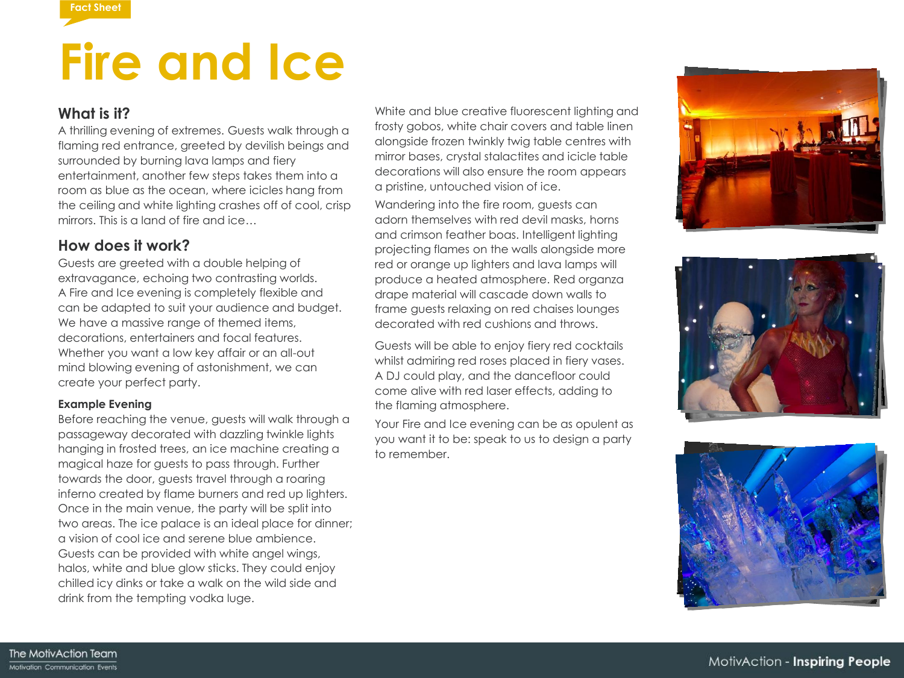Fact Sheet

# Fire and Ice

## What is it?

A thrilling evening of extremes. Guests walk through a flaming red entrance, greeted by devilish beings and surrounded by burning lava lamps and fiery entertainment, another few steps takes them into a room as blue as the ocean, where icicles hang from the ceiling and white lighting crashes off of cool, crisp mirrors. This is a land of fire and ice…

## How does it work?

Guests are greeted with a double helping of extravagance, echoing two contrasting worlds. A Fire and Ice evening is completely flexible and can be adapted to suit your audience and budget. We have a massive range of themed items, decorations, entertainers and focal features. Whether you want a low key affair or an all-out mind blowing evening of astonishment, we can create your perfect party.

### Example Evening

Before reaching the venue, guests will walk through a passageway decorated with dazzling twinkle lights hanging in frosted trees, an ice machine creating a magical haze for guests to pass through. Further towards the door, guests travel through a roaring inferno created by flame burners and red up lighters. Once in the main venue, the party will be split into two areas. The ice palace is an ideal place for dinner; a vision of cool ice and serene blue ambience. Guests can be provided with white angel wings, halos, white and blue glow sticks. They could enjoy chilled icy dinks or take a walk on the wild side and drink from the tempting vodka luge.

White and blue creative fluorescent lighting and frosty gobos, white chair covers and table linen alongside frozen twinkly twig table centres with mirror bases, crystal stalactites and icicle table decorations will also ensure the room appears a pristine, untouched vision of ice.

Wandering into the fire room, guests can adorn themselves with red devil masks, horns and crimson feather boas. Intelligent lighting projecting flames on the walls alongside more red or orange up lighters and lava lamps will produce a heated atmosphere. Red organza drape material will cascade down walls to frame guests relaxing on red chaises lounges decorated with red cushions and throws.

Guests will be able to enjoy fiery red cocktails whilst admiring red roses placed in fiery vases. A DJ could play, and the dancefloor could come alive with red laser effects, adding to the flaming atmosphere.

Your Fire and Ice evening can be as opulent as you want it to be: speak to us to design a party to remember.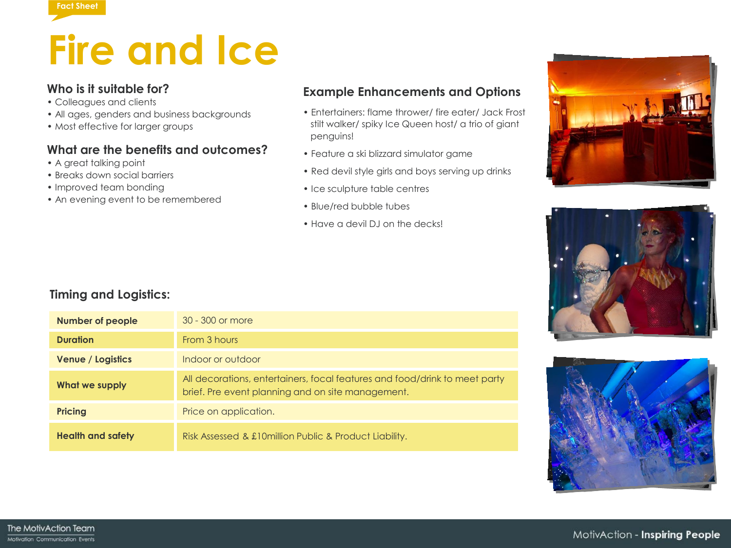Fact Sheet

# Fire and Ice

### Who is it suitable for?

- Colleagues and clients
- All ages, genders and business backgrounds
- Most effective for larger groups

### What are the benefits and outcomes?

- A great talking point
- Breaks down social barriers
- Improved team bonding
- An evening event to be remembered

### Example Enhancements and Options

- Entertainers: flame thrower/ fire eater/ Jack Frost stilt walker/ spiky Ice Queen host/ a trio of giant penguins!
- Feature a ski blizzard simulator game
- Red devil style girls and boys serving up drinks
- Ice sculpture table centres
- Blue/red bubble tubes
- Have a devil DJ on the decks!

### Timing and Logistics:

| | |
|---|---|
| **Number of people** | 30 - 300 or more |
| **Duration** | From 3 hours |
| **Venue / Logistics** | Indoor or outdoor |
| **What we supply** | All decorations, entertainers, focal features and food/drink to meet party brief. Pre event planning and on site management. |
| **Pricing** | Price on application. |
| **Health and safety** | Risk Assessed & £10million Public & Product Liability. |

The MotivAction Team
Motivation Communication Events

MotivAction - **Inspiring People**